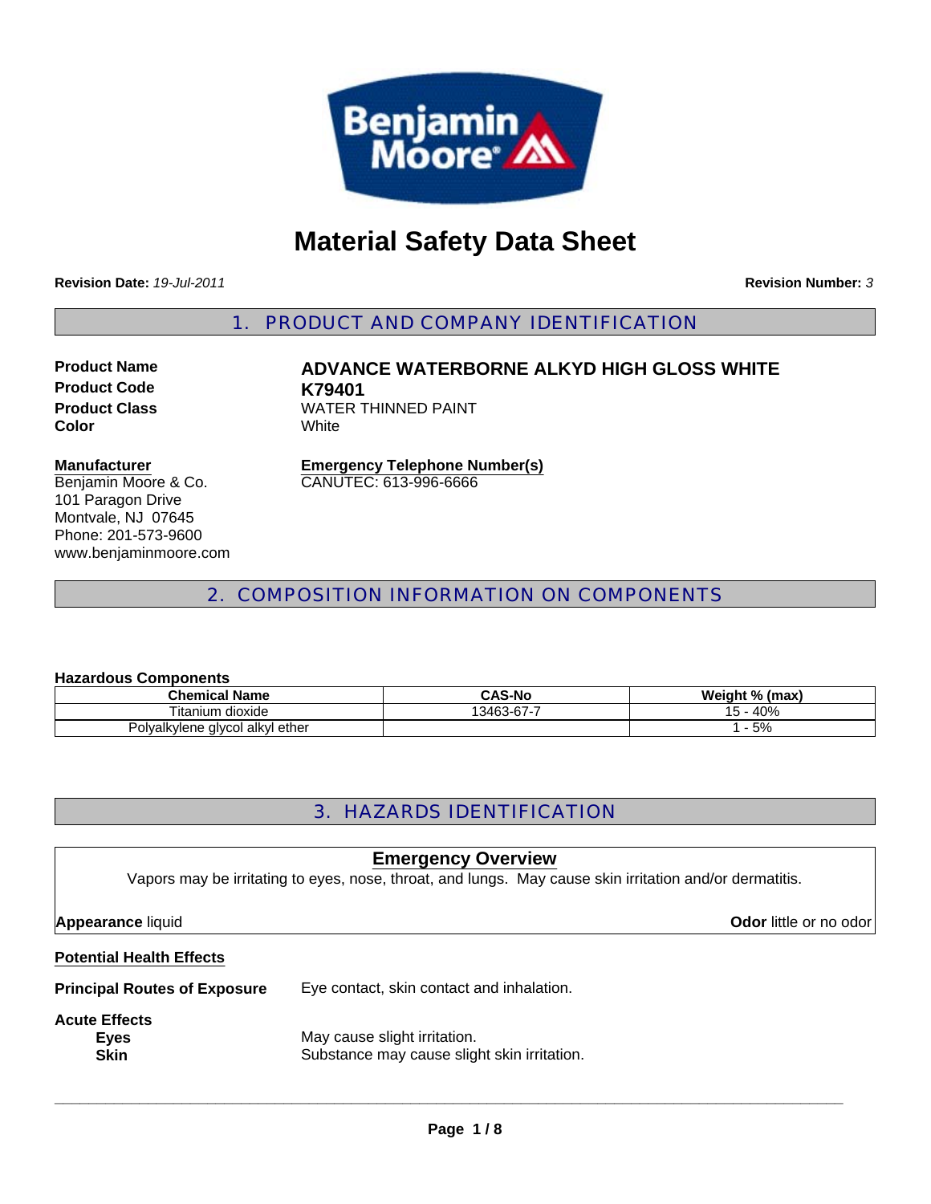# Material Safety Data Sheet

**Revision Date:** *19-Jul-2011* **Revision Number:** *3*

## 1. PRODUCT AND COMPANY IDENTIFICATION

**Product Name** **ADVANCE WATERBORNE ALKYD HIGH GLOSS WHITE**
**Product Code** **K79401**
**Product Class** WATER THINNED PAINT
**Color** White

**Manufacturer**
Benjamin Moore & Co.
101 Paragon Drive
Montvale, NJ 07645
Phone: 201-573-9600
www.benjaminmoore.com

**Emergency Telephone Number(s)**
CANUTEC: 613-996-6666

## 2. COMPOSITION INFORMATION ON COMPONENTS

**Hazardous Components**

| Chemical Name | CAS-No | Weight % (max) |
|---|---|---|
| Titanium dioxide | 13463-67-7 | 15 - 40% |
| Polyalkylene glycol alkyl ether | | 1 - 5% |

## 3. HAZARDS IDENTIFICATION

**Emergency Overview**

Vapors may be irritating to eyes, nose, throat, and lungs. May cause skin irritation and/or dermatitis.

**Appearance** liquid **Odor** little or no odor

**Potential Health Effects**

**Principal Routes of Exposure** Eye contact, skin contact and inhalation.

**Acute Effects**

**Eyes** May cause slight irritation.
**Skin** Substance may cause slight skin irritation.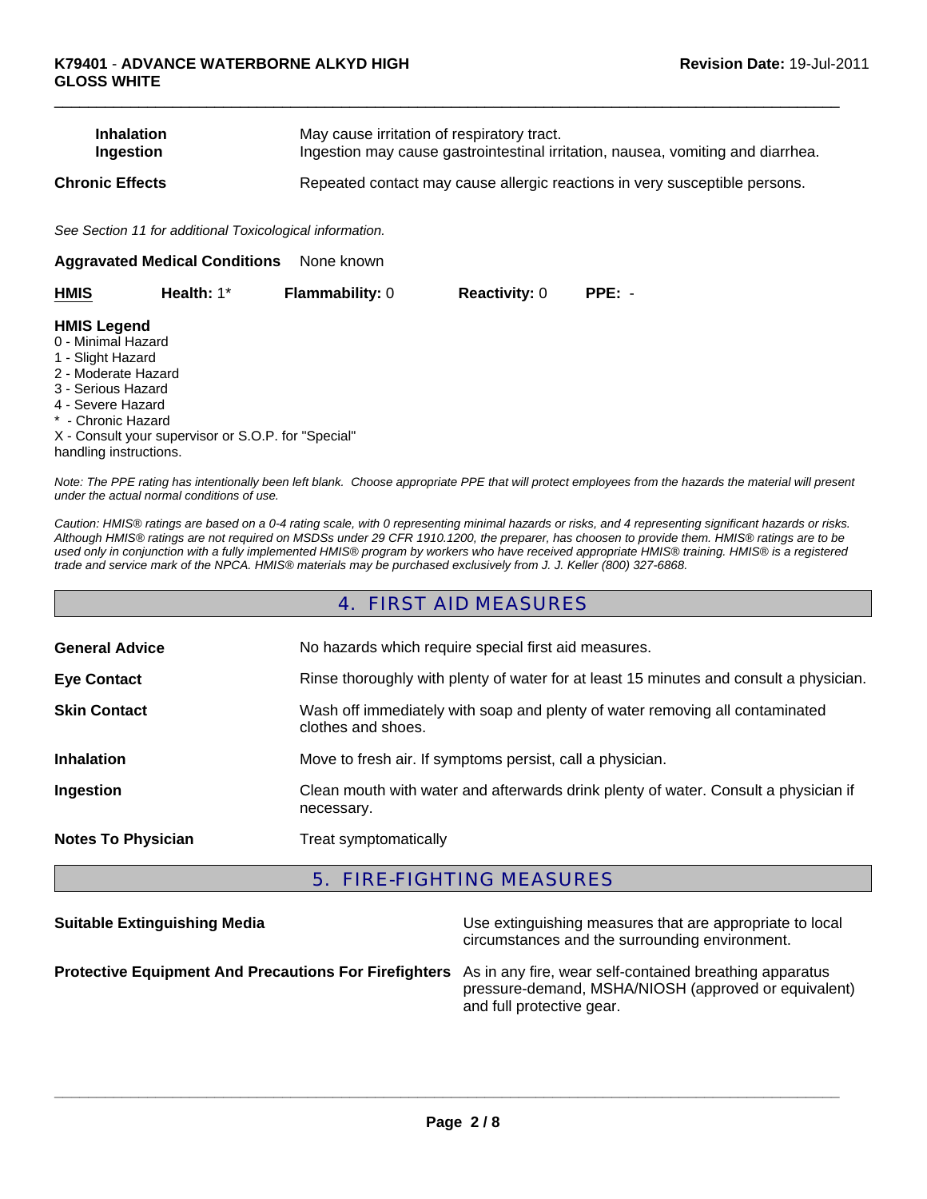| | |
|---|---|
| **Inhalation** | May cause irritation of respiratory tract. |
| **Ingestion** | Ingestion may cause gastrointestinal irritation, nausea, vomiting and diarrhea. |

| | |
|---|---|
| **Chronic Effects** | Repeated contact may cause allergic reactions in very susceptible persons. |

*See Section 11 for additional Toxicological information.*

**Aggravated Medical Conditions** None known

| **HMIS** | **Health:** 1* | **Flammability:** 0 | **Reactivity:** 0 | **PPE:** - |
|---|---|---|---|---|

**HMIS Legend**

0 - Minimal Hazard
1 - Slight Hazard
2 - Moderate Hazard
3 - Serious Hazard
4 - Severe Hazard
* - Chronic Hazard
X - Consult your supervisor or S.O.P. for "Special" handling instructions.

*Note: The PPE rating has intentionally been left blank. Choose appropriate PPE that will protect employees from the hazards the material will present under the actual normal conditions of use.*

*Caution: HMIS® ratings are based on a 0-4 rating scale, with 0 representing minimal hazards or risks, and 4 representing significant hazards or risks. Although HMIS® ratings are not required on MSDSs under 29 CFR 1910.1200, the preparer, has choosen to provide them. HMIS® ratings are to be used only in conjunction with a fully implemented HMIS® program by workers who have received appropriate HMIS® training. HMIS® is a registered trade and service mark of the NPCA. HMIS® materials may be purchased exclusively from J. J. Keller (800) 327-6868.*

## 4. FIRST AID MEASURES

| | |
|---|---|
| **General Advice** | No hazards which require special first aid measures. |
| **Eye Contact** | Rinse thoroughly with plenty of water for at least 15 minutes and consult a physician. |
| **Skin Contact** | Wash off immediately with soap and plenty of water removing all contaminated clothes and shoes. |
| **Inhalation** | Move to fresh air. If symptoms persist, call a physician. |
| **Ingestion** | Clean mouth with water and afterwards drink plenty of water. Consult a physician if necessary. |
| **Notes To Physician** | Treat symptomatically |

## 5. FIRE-FIGHTING MEASURES

| | |
|---|---|
| **Suitable Extinguishing Media** | Use extinguishing measures that are appropriate to local circumstances and the surrounding environment. |
| **Protective Equipment And Precautions For Firefighters** | As in any fire, wear self-contained breathing apparatus pressure-demand, MSHA/NIOSH (approved or equivalent) and full protective gear. |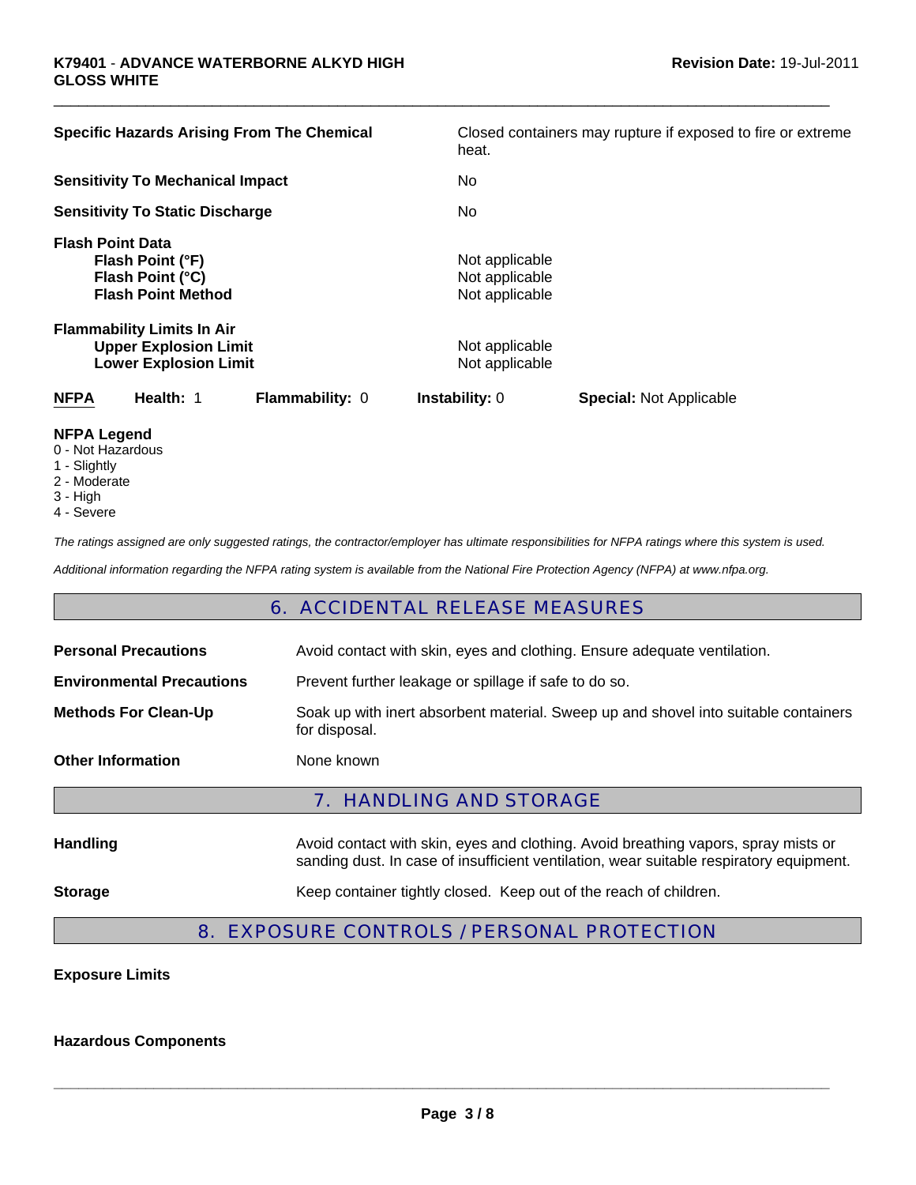| | |
|---|---|
| **Specific Hazards Arising From The Chemical** | Closed containers may rupture if exposed to fire or extreme heat. |
| **Sensitivity To Mechanical Impact** | No |
| **Sensitivity To Static Discharge** | No |

**Flash Point Data**

| | |
|---|---|
| **Flash Point (°F)** | Not applicable |
| **Flash Point (°C)** | Not applicable |
| **Flash Point Method** | Not applicable |

**Flammability Limits In Air**

| | |
|---|---|
| **Upper Explosion Limit** | Not applicable |
| **Lower Explosion Limit** | Not applicable |

| **NFPA** | **Health:** 1 | **Flammability:** 0 | **Instability:** 0 | **Special:** Not Applicable |
|---|---|---|---|---|

**NFPA Legend**
0 - Not Hazardous
1 - Slightly
2 - Moderate
3 - High
4 - Severe

*The ratings assigned are only suggested ratings, the contractor/employer has ultimate responsibilities for NFPA ratings where this system is used.*

*Additional information regarding the NFPA rating system is available from the National Fire Protection Agency (NFPA) at www.nfpa.org.*

## 6. ACCIDENTAL RELEASE MEASURES

| | |
|---|---|
| **Personal Precautions** | Avoid contact with skin, eyes and clothing. Ensure adequate ventilation. |
| **Environmental Precautions** | Prevent further leakage or spillage if safe to do so. |
| **Methods For Clean-Up** | Soak up with inert absorbent material. Sweep up and shovel into suitable containers for disposal. |
| **Other Information** | None known |

## 7. HANDLING AND STORAGE

| | |
|---|---|
| **Handling** | Avoid contact with skin, eyes and clothing. Avoid breathing vapors, spray mists or sanding dust. In case of insufficient ventilation, wear suitable respiratory equipment. |
| **Storage** | Keep container tightly closed. Keep out of the reach of children. |

## 8. EXPOSURE CONTROLS / PERSONAL PROTECTION

**Exposure Limits**

**Hazardous Components**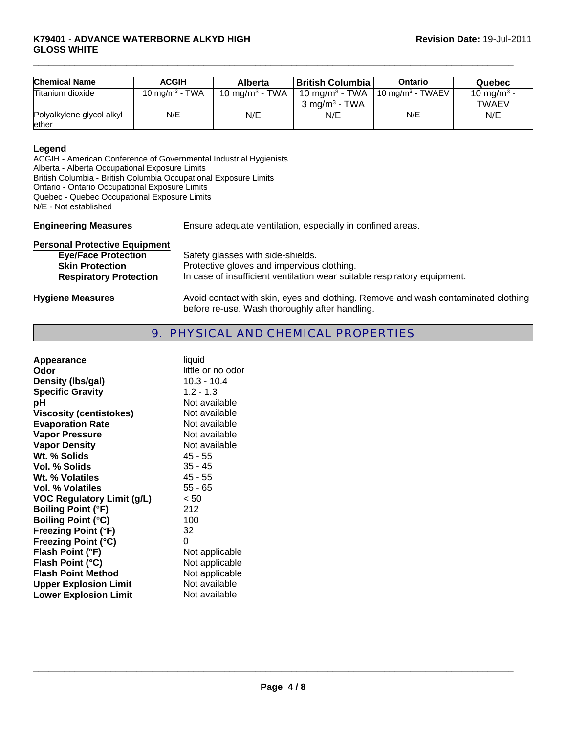| Chemical Name | ACGIH | Alberta | British Columbia | Ontario | Quebec |
|---|---|---|---|---|---|
| Titanium dioxide | 10 mg/m$^3$ - TWA | 10 mg/m$^3$ - TWA | 10 mg/m$^3$ - TWA<br>3 mg/m$^3$ - TWA | 10 mg/m$^3$ - TWAEV | 10 mg/m$^3$ - TWAEV |
| Polyalkylene glycol alkyl ether | N/E | N/E | N/E | N/E | N/E |

**Legend**

ACGIH - American Conference of Governmental Industrial Hygienists
Alberta - Alberta Occupational Exposure Limits
British Columbia - British Columbia Occupational Exposure Limits
Ontario - Ontario Occupational Exposure Limits
Quebec - Quebec Occupational Exposure Limits
N/E - Not established

**Engineering Measures** Ensure adequate ventilation, especially in confined areas.

**Personal Protective Equipment**

- **Eye/Face Protection** Safety glasses with side-shields.
- **Skin Protection** Protective gloves and impervious clothing.
- **Respiratory Protection** In case of insufficient ventilation wear suitable respiratory equipment.

**Hygiene Measures** Avoid contact with skin, eyes and clothing. Remove and wash contaminated clothing before re-use. Wash thoroughly after handling.

## 9. PHYSICAL AND CHEMICAL PROPERTIES

| | |
|---|---|
| **Appearance** | liquid |
| **Odor** | little or no odor |
| **Density (lbs/gal)** | 10.3 - 10.4 |
| **Specific Gravity** | 1.2 - 1.3 |
| **pH** | Not available |
| **Viscosity (centistokes)** | Not available |
| **Evaporation Rate** | Not available |
| **Vapor Pressure** | Not available |
| **Vapor Density** | Not available |
| **Wt. % Solids** | 45 - 55 |
| **Vol. % Solids** | 35 - 45 |
| **Wt. % Volatiles** | 45 - 55 |
| **Vol. % Volatiles** | 55 - 65 |
| **VOC Regulatory Limit (g/L)** | < 50 |
| **Boiling Point (°F)** | 212 |
| **Boiling Point (°C)** | 100 |
| **Freezing Point (°F)** | 32 |
| **Freezing Point (°C)** | 0 |
| **Flash Point (°F)** | Not applicable |
| **Flash Point (°C)** | Not applicable |
| **Flash Point Method** | Not applicable |
| **Upper Explosion Limit** | Not available |
| **Lower Explosion Limit** | Not available |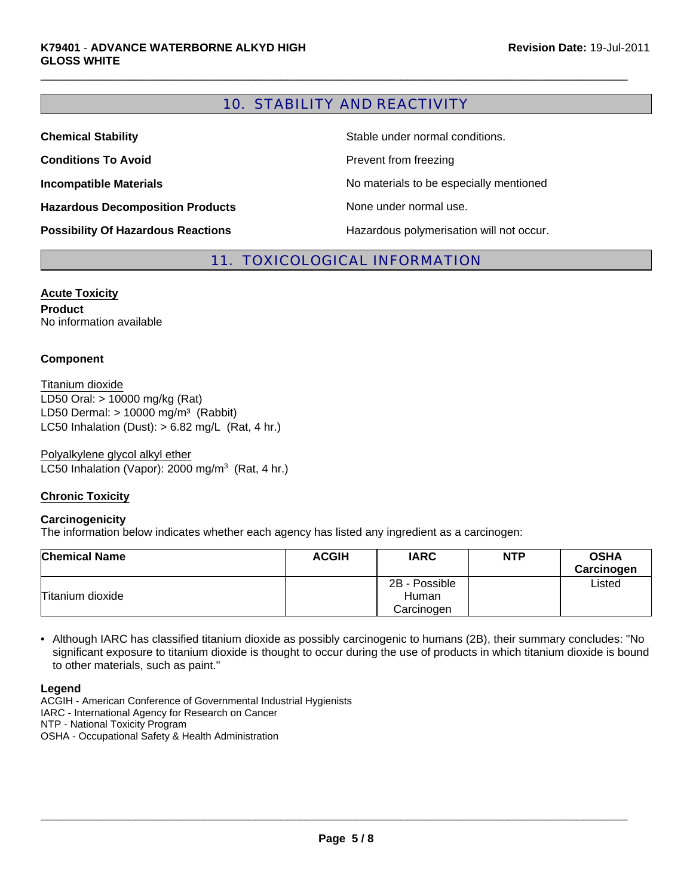## 10. STABILITY AND REACTIVITY

**Chemical Stability** Stable under normal conditions.

**Conditions To Avoid** Prevent from freezing

**Incompatible Materials** No materials to be especially mentioned

**Hazardous Decomposition Products** None under normal use.

**Possibility Of Hazardous Reactions** Hazardous polymerisation will not occur.

## 11. TOXICOLOGICAL INFORMATION

**Acute Toxicity**

**Product**
No information available

**Component**

Titanium dioxide
LD50 Oral: > 10000 mg/kg (Rat)
LD50 Dermal: > 10000 mg/m³ (Rabbit)
LC50 Inhalation (Dust): > 6.82 mg/L (Rat, 4 hr.)

Polyalkylene glycol alkyl ether
LC50 Inhalation (Vapor): 2000 mg/m³ (Rat, 4 hr.)

**Chronic Toxicity**

**Carcinogenicity**
The information below indicates whether each agency has listed any ingredient as a carcinogen:

| Chemical Name | ACGIH | IARC | NTP | OSHA Carcinogen |
|---|---|---|---|---|
| Titanium dioxide | | 2B - Possible Human Carcinogen | | Listed |

- Although IARC has classified titanium dioxide as possibly carcinogenic to humans (2B), their summary concludes: "No significant exposure to titanium dioxide is thought to occur during the use of products in which titanium dioxide is bound to other materials, such as paint."

**Legend**
ACGIH - American Conference of Governmental Industrial Hygienists
IARC - International Agency for Research on Cancer
NTP - National Toxicity Program
OSHA - Occupational Safety & Health Administration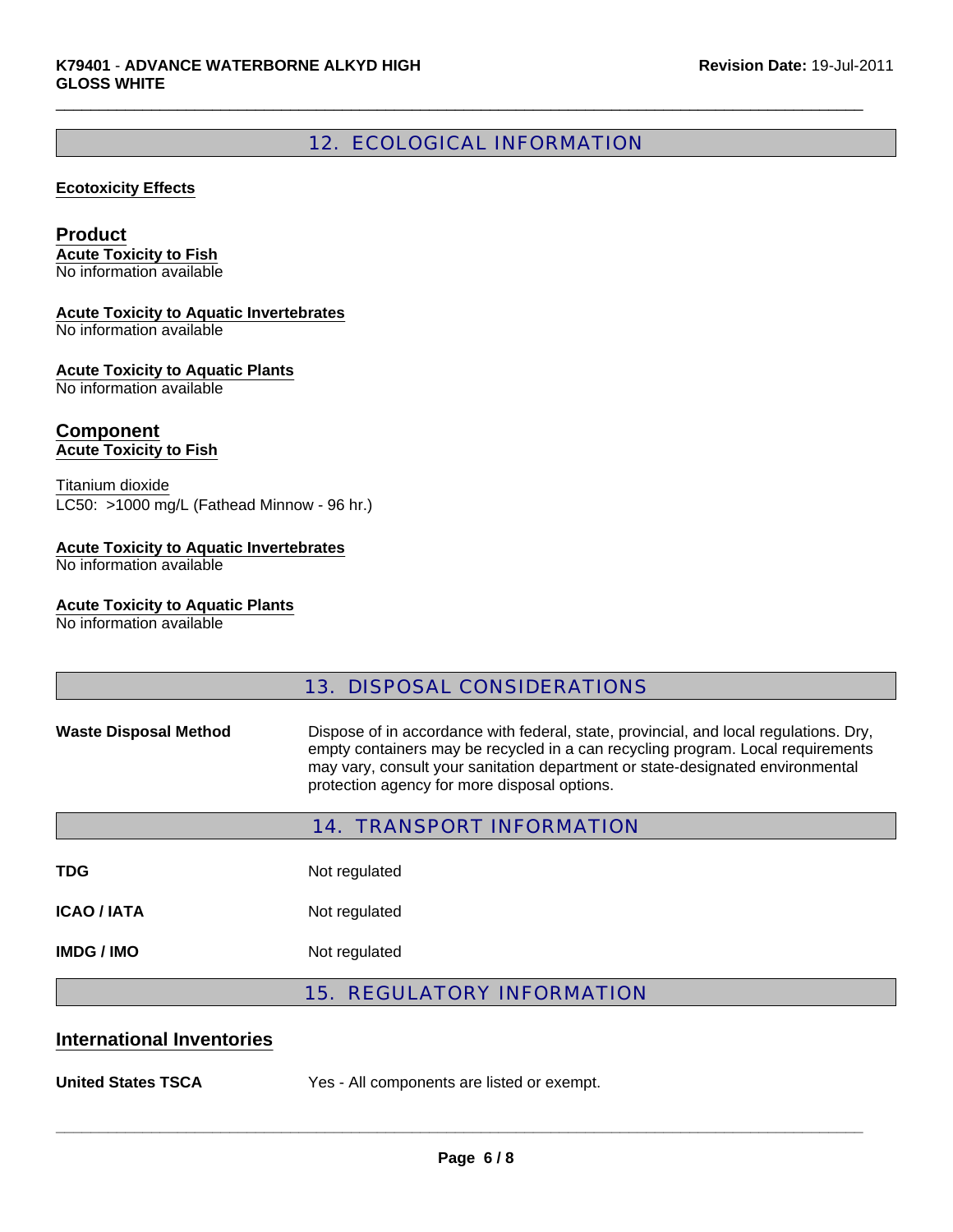## 12. ECOLOGICAL INFORMATION

**Ecotoxicity Effects**

### Product

**Acute Toxicity to Fish**
No information available

**Acute Toxicity to Aquatic Invertebrates**
No information available

**Acute Toxicity to Aquatic Plants**
No information available

### Component

**Acute Toxicity to Fish**

Titanium dioxide
LC50: >1000 mg/L (Fathead Minnow - 96 hr.)

**Acute Toxicity to Aquatic Invertebrates**
No information available

**Acute Toxicity to Aquatic Plants**
No information available

## 13. DISPOSAL CONSIDERATIONS

**Waste Disposal Method** Dispose of in accordance with federal, state, provincial, and local regulations. Dry, empty containers may be recycled in a can recycling program. Local requirements may vary, consult your sanitation department or state-designated environmental protection agency for more disposal options.

## 14. TRANSPORT INFORMATION

**TDG** Not regulated

**ICAO / IATA** Not regulated

**IMDG / IMO** Not regulated

## 15. REGULATORY INFORMATION

### International Inventories

**United States TSCA** Yes - All components are listed or exempt.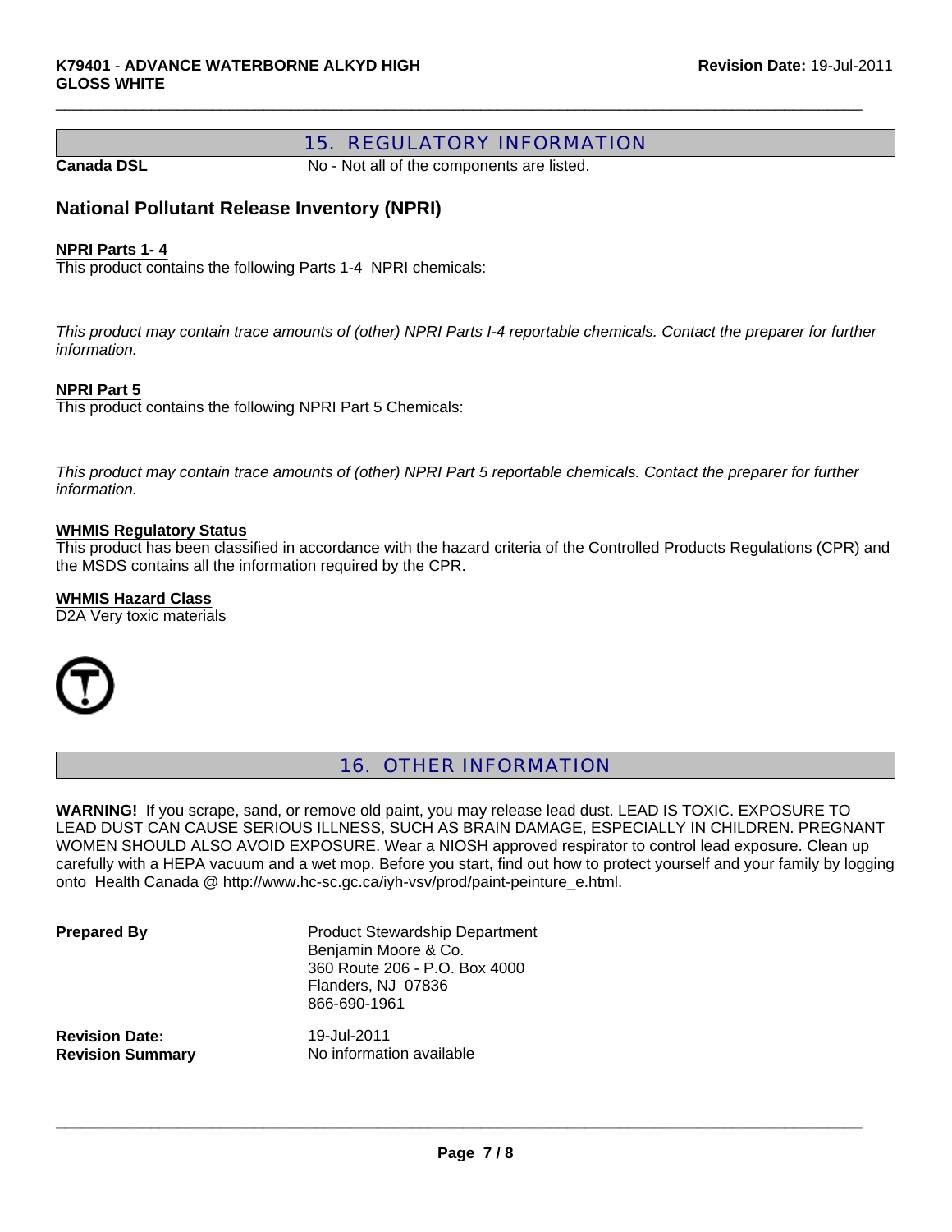## 15. REGULATORY INFORMATION

**Canada DSL** No - Not all of the components are listed.

### National Pollutant Release Inventory (NPRI)

**NPRI Parts 1- 4**
This product contains the following Parts 1-4 NPRI chemicals:

*This product may contain trace amounts of (other) NPRI Parts I-4 reportable chemicals. Contact the preparer for further information.*

**NPRI Part 5**
This product contains the following NPRI Part 5 Chemicals:

*This product may contain trace amounts of (other) NPRI Part 5 reportable chemicals. Contact the preparer for further information.*

**WHMIS Regulatory Status**
This product has been classified in accordance with the hazard criteria of the Controlled Products Regulations (CPR) and the MSDS contains all the information required by the CPR.

**WHMIS Hazard Class**
D2A Very toxic materials

## 16. OTHER INFORMATION

**WARNING!** If you scrape, sand, or remove old paint, you may release lead dust. LEAD IS TOXIC. EXPOSURE TO LEAD DUST CAN CAUSE SERIOUS ILLNESS, SUCH AS BRAIN DAMAGE, ESPECIALLY IN CHILDREN. PREGNANT WOMEN SHOULD ALSO AVOID EXPOSURE. Wear a NIOSH approved respirator to control lead exposure. Clean up carefully with a HEPA vacuum and a wet mop. Before you start, find out how to protect yourself and your family by logging onto Health Canada @ http://www.hc-sc.gc.ca/iyh-vsv/prod/paint-peinture_e.html.

**Prepared By**
Product Stewardship Department
Benjamin Moore & Co.
360 Route 206 - P.O. Box 4000
Flanders, NJ 07836
866-690-1961

**Revision Date:** 19-Jul-2011
**Revision Summary** No information available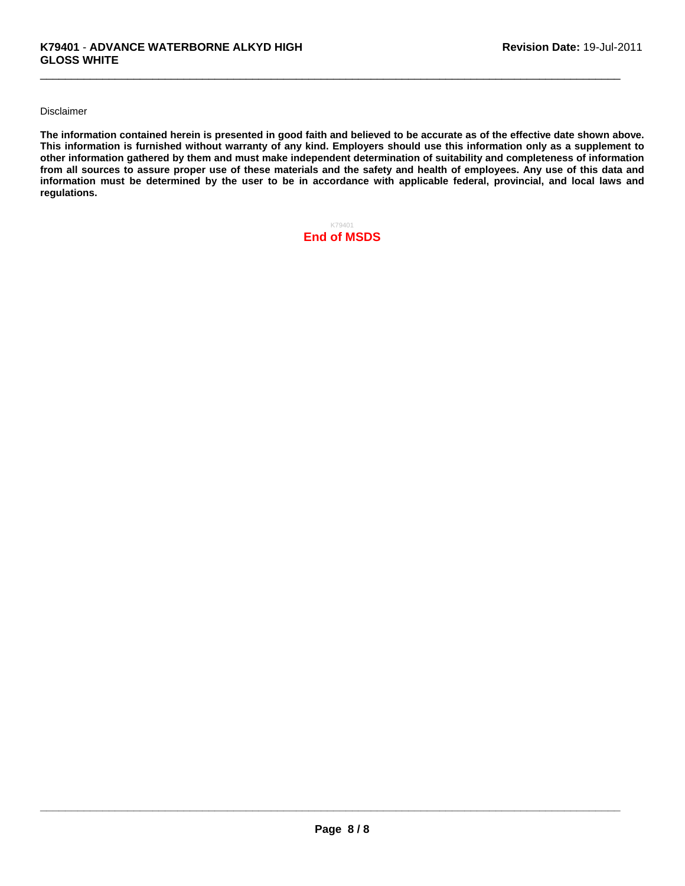Disclaimer

**The information contained herein is presented in good faith and believed to be accurate as of the effective date shown above. This information is furnished without warranty of any kind. Employers should use this information only as a supplement to other information gathered by them and must make independent determination of suitability and completeness of information from all sources to assure proper use of these materials and the safety and health of employees. Any use of this data and information must be determined by the user to be in accordance with applicable federal, provincial, and local laws and regulations.**

K79401

**End of MSDS**